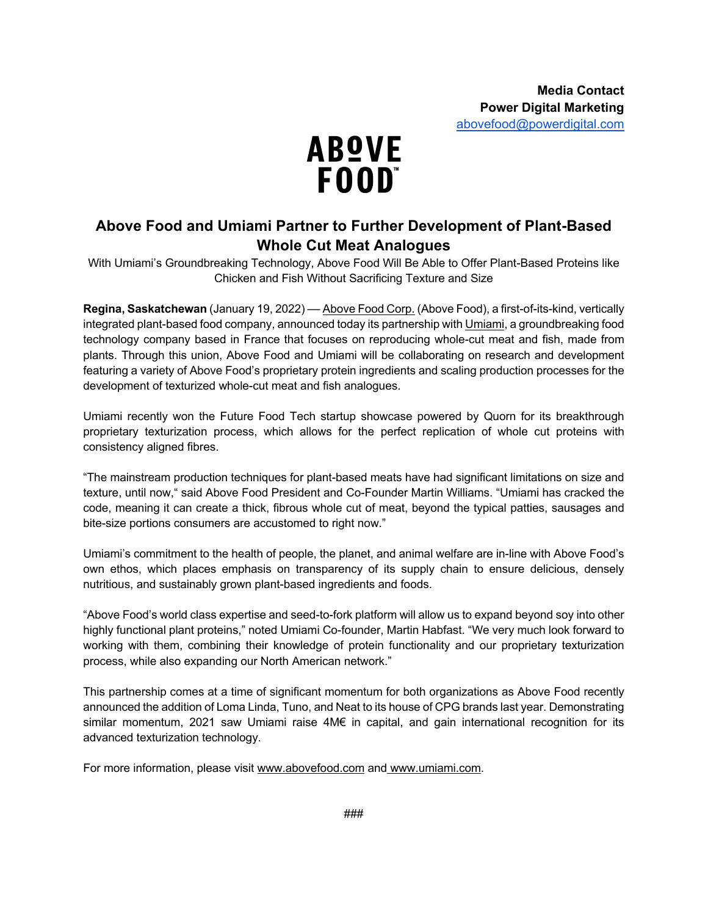**Media Contact**
**Power Digital Marketing**
abovefood@powerdigital.com

ABOVE FOOD™

# Above Food and Umiami Partner to Further Development of Plant-Based Whole Cut Meat Analogues

With Umiami's Groundbreaking Technology, Above Food Will Be Able to Offer Plant-Based Proteins like Chicken and Fish Without Sacrificing Texture and Size

**Regina, Saskatchewan** (January 19, 2022) — Above Food Corp. (Above Food), a first-of-its-kind, vertically integrated plant-based food company, announced today its partnership with Umiami, a groundbreaking food technology company based in France that focuses on reproducing whole-cut meat and fish, made from plants. Through this union, Above Food and Umiami will be collaborating on research and development featuring a variety of Above Food's proprietary protein ingredients and scaling production processes for the development of texturized whole-cut meat and fish analogues.

Umiami recently won the Future Food Tech startup showcase powered by Quorn for its breakthrough proprietary texturization process, which allows for the perfect replication of whole cut proteins with consistency aligned fibres.

"The mainstream production techniques for plant-based meats have had significant limitations on size and texture, until now," said Above Food President and Co-Founder Martin Williams. "Umiami has cracked the code, meaning it can create a thick, fibrous whole cut of meat, beyond the typical patties, sausages and bite-size portions consumers are accustomed to right now."

Umiami's commitment to the health of people, the planet, and animal welfare are in-line with Above Food's own ethos, which places emphasis on transparency of its supply chain to ensure delicious, densely nutritious, and sustainably grown plant-based ingredients and foods.

"Above Food's world class expertise and seed-to-fork platform will allow us to expand beyond soy into other highly functional plant proteins," noted Umiami Co-founder, Martin Habfast. "We very much look forward to working with them, combining their knowledge of protein functionality and our proprietary texturization process, while also expanding our North American network."

This partnership comes at a time of significant momentum for both organizations as Above Food recently announced the addition of Loma Linda, Tuno, and Neat to its house of CPG brands last year. Demonstrating similar momentum, 2021 saw Umiami raise 4M€ in capital, and gain international recognition for its advanced texturization technology.

For more information, please visit www.abovefood.com and www.umiami.com.

###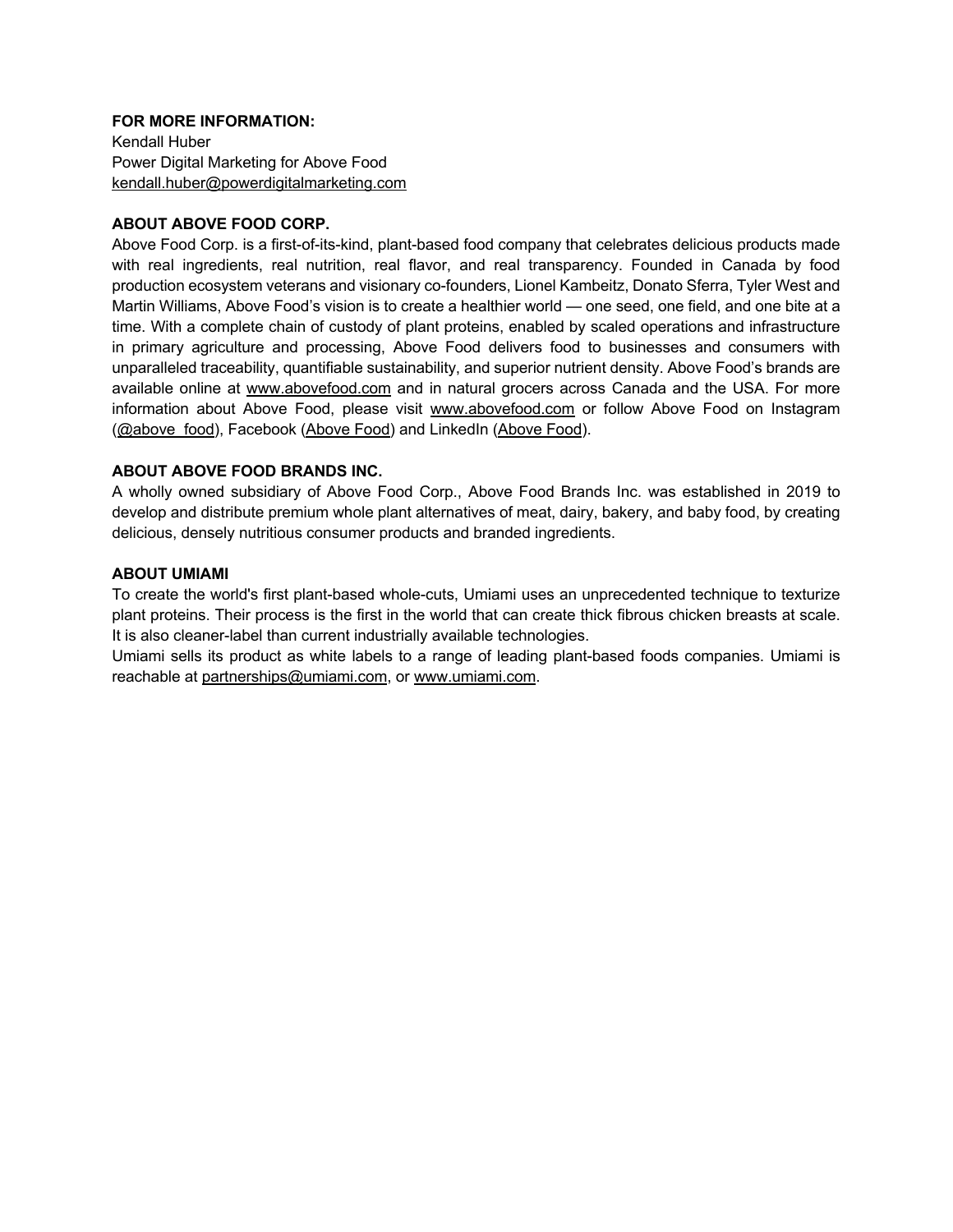**FOR MORE INFORMATION:**
Kendall Huber
Power Digital Marketing for Above Food
kendall.huber@powerdigitalmarketing.com

**ABOUT ABOVE FOOD CORP.**

Above Food Corp. is a first-of-its-kind, plant-based food company that celebrates delicious products made with real ingredients, real nutrition, real flavor, and real transparency. Founded in Canada by food production ecosystem veterans and visionary co-founders, Lionel Kambeitz, Donato Sferra, Tyler West and Martin Williams, Above Food's vision is to create a healthier world — one seed, one field, and one bite at a time. With a complete chain of custody of plant proteins, enabled by scaled operations and infrastructure in primary agriculture and processing, Above Food delivers food to businesses and consumers with unparalleled traceability, quantifiable sustainability, and superior nutrient density. Above Food's brands are available online at www.abovefood.com and in natural grocers across Canada and the USA. For more information about Above Food, please visit www.abovefood.com or follow Above Food on Instagram (@above_food), Facebook (Above Food) and LinkedIn (Above Food).

**ABOUT ABOVE FOOD BRANDS INC.**

A wholly owned subsidiary of Above Food Corp., Above Food Brands Inc. was established in 2019 to develop and distribute premium whole plant alternatives of meat, dairy, bakery, and baby food, by creating delicious, densely nutritious consumer products and branded ingredients.

**ABOUT UMIAMI**

To create the world's first plant-based whole-cuts, Umiami uses an unprecedented technique to texturize plant proteins. Their process is the first in the world that can create thick fibrous chicken breasts at scale. It is also cleaner-label than current industrially available technologies.

Umiami sells its product as white labels to a range of leading plant-based foods companies. Umiami is reachable at partnerships@umiami.com, or www.umiami.com.